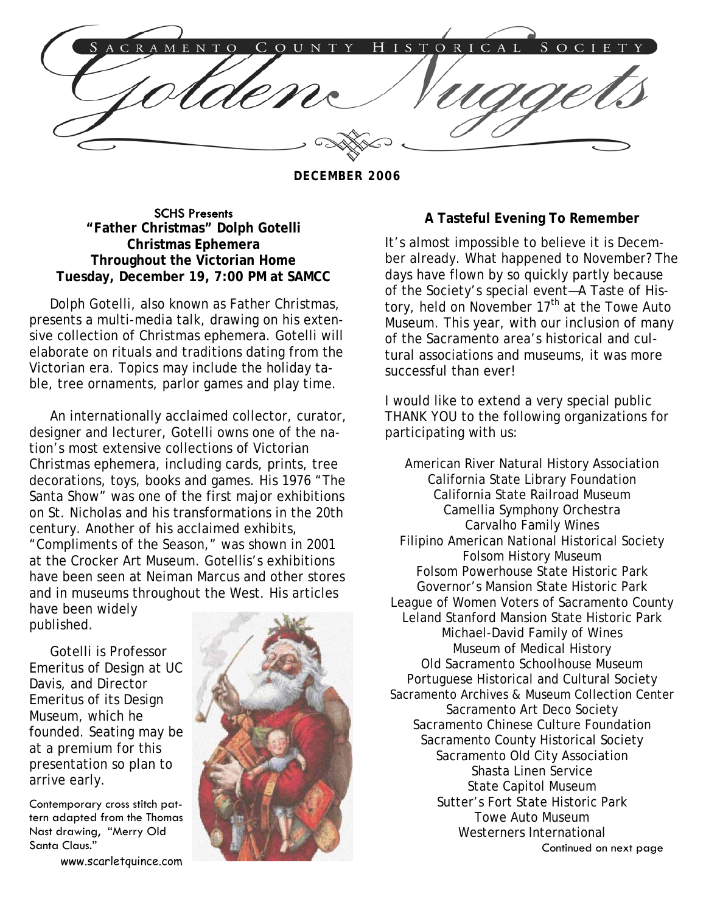# Sacramento County Historical Society Golden Nuggets

**DECEMBER 2006**

## SCHS Presents
## "Father Christmas" Dolph Gotelli
## Christmas Ephemera
## Throughout the Victorian Home
## Tuesday, December 19, 7:00 PM at SAMCC

Dolph Gotelli, also known as Father Christmas, presents a multi-media talk, drawing on his extensive collection of Christmas ephemera. Gotelli will elaborate on rituals and traditions dating from the Victorian era. Topics may include the holiday table, tree ornaments, parlor games and play time.

An internationally acclaimed collector, curator, designer and lecturer, Gotelli owns one of the nation's most extensive collections of Victorian Christmas ephemera, including cards, prints, tree decorations, toys, books and games. His 1976 "The Santa Show" was one of the first major exhibitions on St. Nicholas and his transformations in the 20th century. Another of his acclaimed exhibits, "Compliments of the Season," was shown in 2001 at the Crocker Art Museum. Gotellis's exhibitions have been seen at Neiman Marcus and other stores and in museums throughout the West. His articles have been widely published.

Gotelli is Professor Emeritus of Design at UC Davis, and Director Emeritus of its Design Museum, which he founded. Seating may be at a premium for this presentation so plan to arrive early.

Contemporary cross stitch pattern adapted from the Thomas Nast drawing, "Merry Old Santa Claus."
www.scarletquince.com

## A Tasteful Evening To Remember

It's almost impossible to believe it is December already. What happened to November? The days have flown by so quickly partly because of the Society's special event—A Taste of History, held on November 17th at the Towe Auto Museum. This year, with our inclusion of many of the Sacramento area's historical and cultural associations and museums, it was more successful than ever!

I would like to extend a very special public THANK YOU to the following organizations for participating with us:

American River Natural History Association
California State Library Foundation
California State Railroad Museum
Camellia Symphony Orchestra
Carvalho Family Wines
Filipino American National Historical Society
Folsom History Museum
Folsom Powerhouse State Historic Park
Governor's Mansion State Historic Park
League of Women Voters of Sacramento County
Leland Stanford Mansion State Historic Park
Michael-David Family of Wines
Museum of Medical History
Old Sacramento Schoolhouse Museum
Portuguese Historical and Cultural Society
Sacramento Archives & Museum Collection Center
Sacramento Art Deco Society
Sacramento Chinese Culture Foundation
Sacramento County Historical Society
Sacramento Old City Association
Shasta Linen Service
State Capitol Museum
Sutter's Fort State Historic Park
Towe Auto Museum
Westerners International

Continued on next page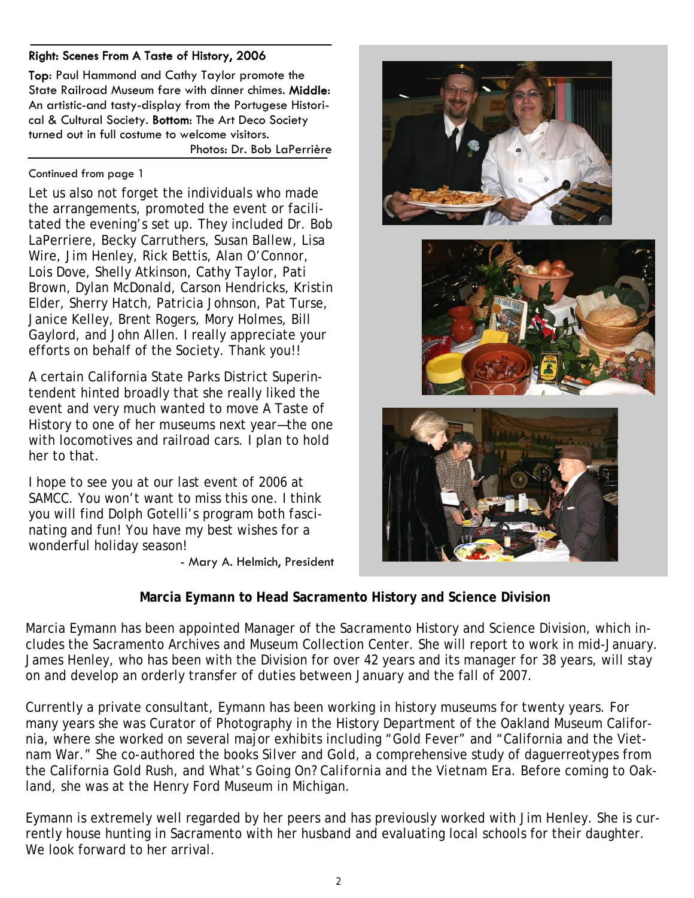**Right: Scenes From A Taste of History, 2006**

**Top:** Paul Hammond and Cathy Taylor promote the State Railroad Museum fare with dinner chimes. **Middle:** An artistic-and tasty-display from the Portugese Historical & Cultural Society. **Bottom:** The Art Deco Society turned out in full costume to welcome visitors.

Photos: Dr. Bob LaPerrière

Continued from page 1

Let us also not forget the individuals who made the arrangements, promoted the event or facilitated the evening's set up. They included Dr. Bob LaPerriere, Becky Carruthers, Susan Ballew, Lisa Wire, Jim Henley, Rick Bettis, Alan O'Connor, Lois Dove, Shelly Atkinson, Cathy Taylor, Pati Brown, Dylan McDonald, Carson Hendricks, Kristin Elder, Sherry Hatch, Patricia Johnson, Pat Turse, Janice Kelley, Brent Rogers, Mory Holmes, Bill Gaylord, and John Allen. I really appreciate your efforts on behalf of the Society. Thank you!!

A certain California State Parks District Superintendent hinted broadly that she really liked the event and very much wanted to move A Taste of History to one of her museums next year—the one with locomotives and railroad cars. I plan to hold her to that.

I hope to see you at our last event of 2006 at SAMCC. You won't want to miss this one. I think you will find Dolph Gotelli's program both fascinating and fun! You have my best wishes for a wonderful holiday season!

- Mary A. Helmich, President

## Marcia Eymann to Head Sacramento History and Science Division

Marcia Eymann has been appointed Manager of the Sacramento History and Science Division, which includes the Sacramento Archives and Museum Collection Center. She will report to work in mid-January. James Henley, who has been with the Division for over 42 years and its manager for 38 years, will stay on and develop an orderly transfer of duties between January and the fall of 2007.

Currently a private consultant, Eymann has been working in history museums for twenty years. For many years she was Curator of Photography in the History Department of the Oakland Museum California, where she worked on several major exhibits including "Gold Fever" and "California and the Vietnam War." She co-authored the books Silver and Gold, a comprehensive study of daguerreotypes from the California Gold Rush, and What's Going On? California and the Vietnam Era. Before coming to Oakland, she was at the Henry Ford Museum in Michigan.

Eymann is extremely well regarded by her peers and has previously worked with Jim Henley. She is currently house hunting in Sacramento with her husband and evaluating local schools for their daughter. We look forward to her arrival.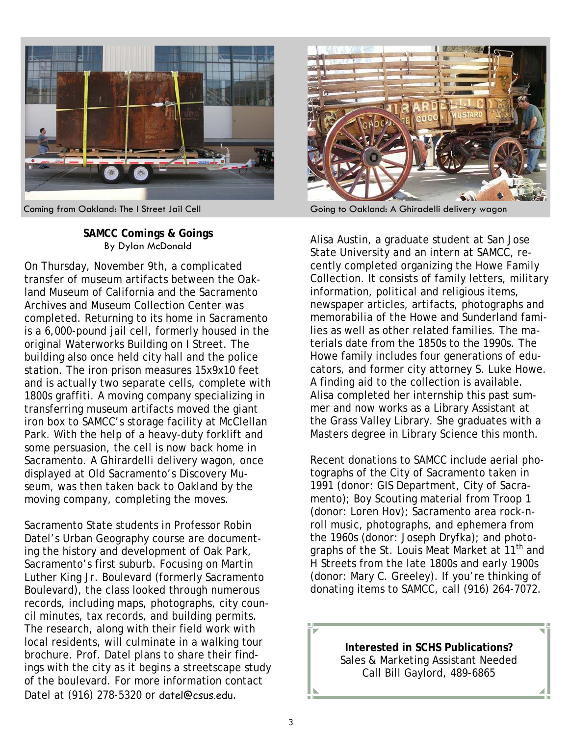Coming from Oakland: The I Street Jail Cell

Going to Oakland: A Ghiradelli delivery wagon

**SAMCC Comings & Goings**
By Dylan McDonald

On Thursday, November 9th, a complicated transfer of museum artifacts between the Oakland Museum of California and the Sacramento Archives and Museum Collection Center was completed. Returning to its home in Sacramento is a 6,000-pound jail cell, formerly housed in the original Waterworks Building on I Street. The building also once held city hall and the police station. The iron prison measures 15x9x10 feet and is actually two separate cells, complete with 1800s graffiti. A moving company specializing in transferring museum artifacts moved the giant iron box to SAMCC's storage facility at McClellan Park. With the help of a heavy-duty forklift and some persuasion, the cell is now back home in Sacramento. A Ghirardelli delivery wagon, once displayed at Old Sacramento's Discovery Museum, was then taken back to Oakland by the moving company, completing the moves.

Sacramento State students in Professor Robin Datel's Urban Geography course are documenting the history and development of Oak Park, Sacramento's first suburb. Focusing on Martin Luther King Jr. Boulevard (formerly Sacramento Boulevard), the class looked through numerous records, including maps, photographs, city council minutes, tax records, and building permits. The research, along with their field work with local residents, will culminate in a walking tour brochure. Prof. Datel plans to share their findings with the city as it begins a streetscape study of the boulevard. For more information contact Datel at (916) 278-5320 or datel@csus.edu.

Alisa Austin, a graduate student at San Jose State University and an intern at SAMCC, recently completed organizing the Howe Family Collection. It consists of family letters, military information, political and religious items, newspaper articles, artifacts, photographs and memorabilia of the Howe and Sunderland families as well as other related families. The materials date from the 1850s to the 1990s. The Howe family includes four generations of educators, and former city attorney S. Luke Howe. A finding aid to the collection is available. Alisa completed her internship this past summer and now works as a Library Assistant at the Grass Valley Library. She graduates with a Masters degree in Library Science this month.

Recent donations to SAMCC include aerial photographs of the City of Sacramento taken in 1991 (donor: GIS Department, City of Sacramento); Boy Scouting material from Troop 1 (donor: Loren Hov); Sacramento area rock-n-roll music, photographs, and ephemera from the 1960s (donor: Joseph Dryfka); and photographs of the St. Louis Meat Market at 11th and H Streets from the late 1800s and early 1900s (donor: Mary C. Greeley). If you're thinking of donating items to SAMCC, call (916) 264-7072.

**Interested in SCHS Publications?**
Sales & Marketing Assistant Needed
Call Bill Gaylord, 489-6865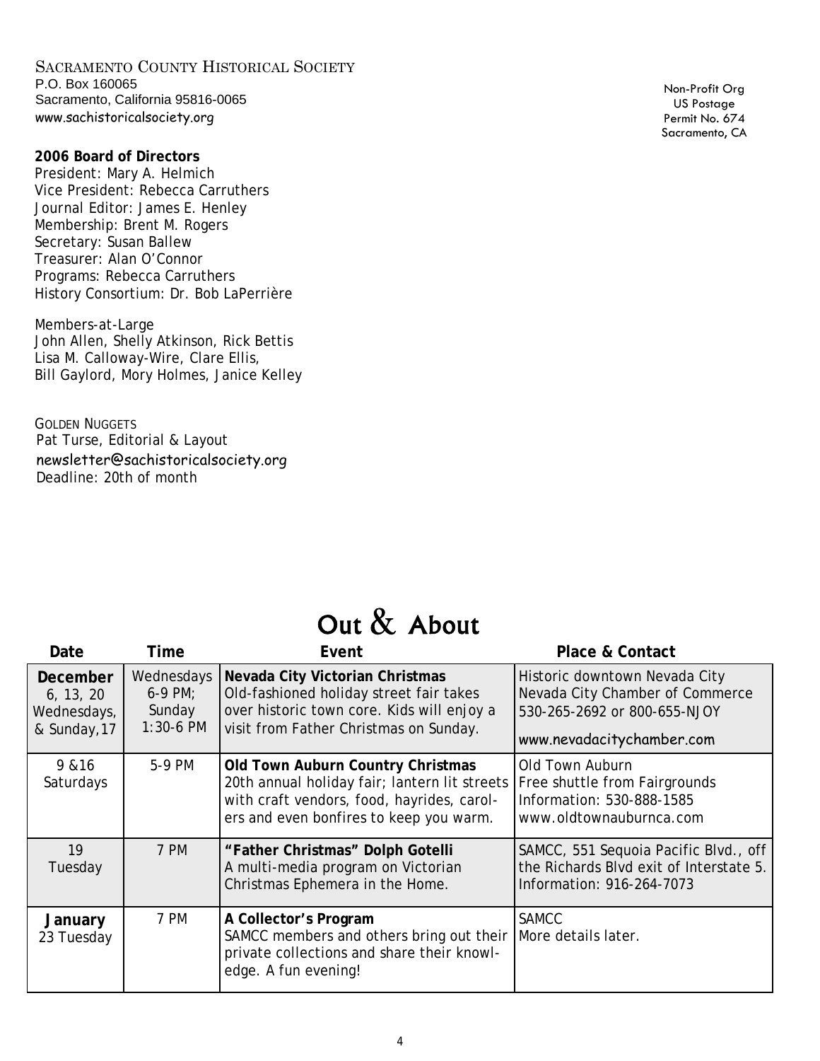SACRAMENTO COUNTY HISTORICAL SOCIETY
P.O. Box 160065
Sacramento, California 95816-0065
www.sachistoricalsociety.org

Non-Profit Org
US Postage
Permit No. 674
Sacramento, CA

**2006 Board of Directors**
President: Mary A. Helmich
Vice President: Rebecca Carruthers
Journal Editor: James E. Henley
Membership: Brent M. Rogers
Secretary: Susan Ballew
Treasurer: Alan O'Connor
Programs: Rebecca Carruthers
History Consortium: Dr. Bob LaPerrière

Members-at-Large
John Allen, Shelly Atkinson, Rick Bettis
Lisa M. Calloway-Wire, Clare Ellis,
Bill Gaylord, Mory Holmes, Janice Kelley

GOLDEN NUGGETS
Pat Turse, Editorial & Layout
newsletter@sachistoricalsociety.org
Deadline: 20th of month

# Out & About

| Date | Time | Event | Place & Contact |
|---|---|---|---|
| **December** 6, 13, 20 Wednesdays, & Sunday, 17 | Wednesdays 6-9 PM; Sunday 1:30-6 PM | **Nevada City Victorian Christmas** Old-fashioned holiday street fair takes over historic town core. Kids will enjoy a visit from Father Christmas on Sunday. | Historic downtown Nevada City Nevada City Chamber of Commerce 530-265-2692 or 800-655-NJOY www.nevadacitychamber.com |
| 9 &16 Saturdays | 5-9 PM | **Old Town Auburn Country Christmas** 20th annual holiday fair; lantern lit streets with craft vendors, food, hayrides, carolers and even bonfires to keep you warm. | Old Town Auburn Free shuttle from Fairgrounds Information: 530-888-1585 www.oldtownauburnca.com |
| 19 Tuesday | 7 PM | **"Father Christmas" Dolph Gotelli** A multi-media program on Victorian Christmas Ephemera in the Home. | SAMCC, 551 Sequoia Pacific Blvd., off the Richards Blvd exit of Interstate 5. Information: 916-264-7073 |
| **January** 23 Tuesday | 7 PM | **A Collector's Program** SAMCC members and others bring out their private collections and share their knowledge. A fun evening! | SAMCC More details later. |